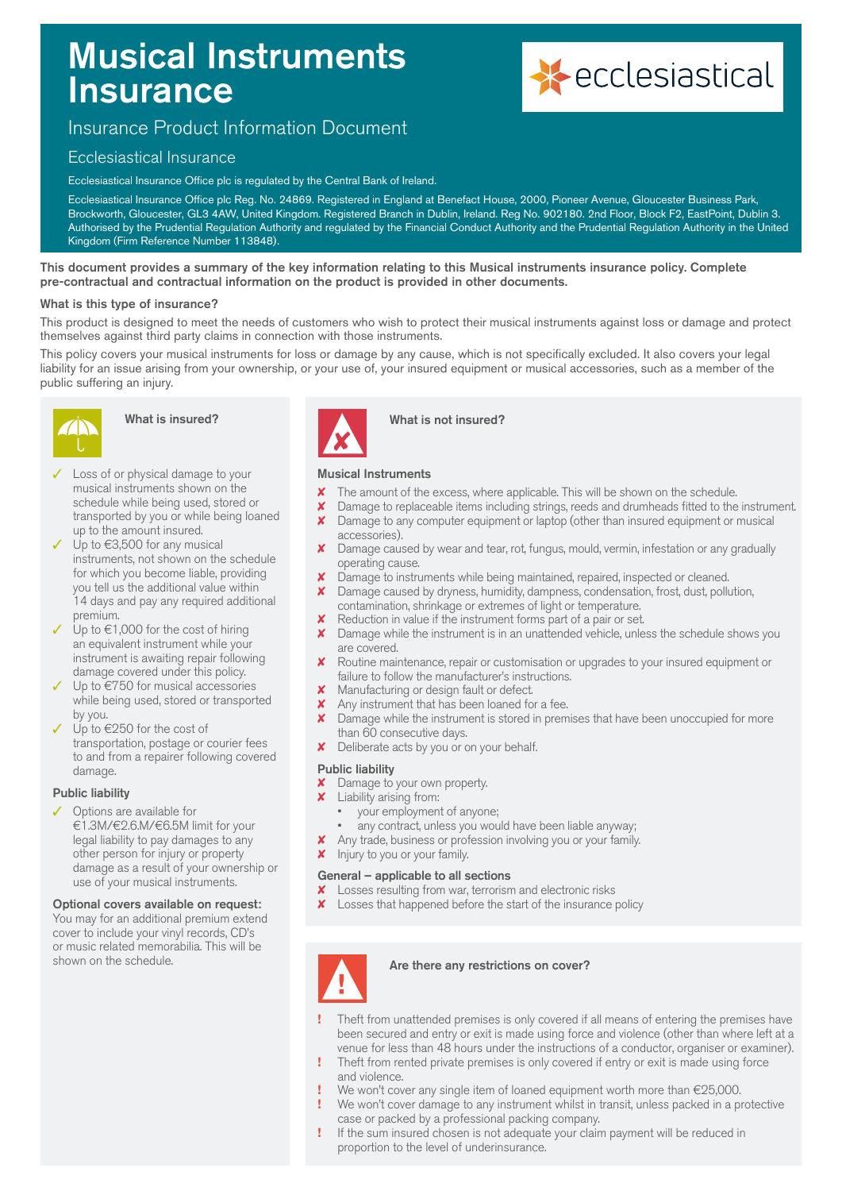# Musical Instruments Insurance

## Insurance Product Information Document

### Ecclesiastical Insurance

Ecclesiastical Insurance Office plc is regulated by the Central Bank of Ireland.

Ecclesiastical Insurance Office plc Reg. No. 24869. Registered in England at Benefact House, 2000, Pioneer Avenue, Gloucester Business Park, Brockworth, Gloucester, GL3 4AW, United Kingdom. Registered Branch in Dublin, Ireland. Reg No. 902180. 2nd Floor, Block F2, EastPoint, Dublin 3. Authorised by the Prudential Regulation Authority and regulated by the Financial Conduct Authority and the Prudential Regulation Authority in the United Kingdom (Firm Reference Number 113848).

**This document provides a summary of the key information relating to this Musical instruments insurance policy. Complete pre-contractual and contractual information on the product is provided in other documents.**

**What is this type of insurance?**

This product is designed to meet the needs of customers who wish to protect their musical instruments against loss or damage and protect themselves against third party claims in connection with those instruments.

This policy covers your musical instruments for loss or damage by any cause, which is not specifically excluded. It also covers your legal liability for an issue arising from your ownership, or your use of, your insured equipment or musical accessories, such as a member of the public suffering an injury.

### What is insured?

- ✓ Loss of or physical damage to your musical instruments shown on the schedule while being used, stored or transported by you or while being loaned up to the amount insured.
- ✓ Up to €3,500 for any musical instruments, not shown on the schedule for which you become liable, providing you tell us the additional value within 14 days and pay any required additional premium.
- ✓ Up to €1,000 for the cost of hiring an equivalent instrument while your instrument is awaiting repair following damage covered under this policy.
- ✓ Up to €750 for musical accessories while being used, stored or transported by you.
- ✓ Up to €250 for the cost of transportation, postage or courier fees to and from a repairer following covered damage.

**Public liability**

- ✓ Options are available for €1.3M/€2.6M/€6.5M limit for your legal liability to pay damages to any other person for injury or property damage as a result of your ownership or use of your musical instruments.

**Optional covers available on request:**
You may for an additional premium extend cover to include your vinyl records, CD's or music related memorabilia. This will be shown on the schedule.

### What is not insured?

**Musical Instruments**

- ✘ The amount of the excess, where applicable. This will be shown on the schedule.
- ✘ Damage to replaceable items including strings, reeds and drumheads fitted to the instrument.
- ✘ Damage to any computer equipment or laptop (other than insured equipment or musical accessories).
- ✘ Damage caused by wear and tear, rot, fungus, mould, vermin, infestation or any gradually operating cause.
- ✘ Damage to instruments while being maintained, repaired, inspected or cleaned.
- ✘ Damage caused by dryness, humidity, dampness, condensation, frost, dust, pollution, contamination, shrinkage or extremes of light or temperature.
- ✘ Reduction in value if the instrument forms part of a pair or set.
- ✘ Damage while the instrument is in an unattended vehicle, unless the schedule shows you are covered.
- ✘ Routine maintenance, repair or customisation or upgrades to your insured equipment or failure to follow the manufacturer's instructions.
- ✘ Manufacturing or design fault or defect.
- ✘ Any instrument that has been loaned for a fee.
- ✘ Damage while the instrument is stored in premises that have been unoccupied for more than 60 consecutive days.
- ✘ Deliberate acts by you or on your behalf.

**Public liability**

- ✘ Damage to your own property.
- ✘ Liability arising from:
  - your employment of anyone;
  - any contract, unless you would have been liable anyway;
- ✘ Any trade, business or profession involving you or your family.
- ✘ Injury to you or your family.

**General – applicable to all sections**

- ✘ Losses resulting from war, terrorism and electronic risks
- ✘ Losses that happened before the start of the insurance policy

### Are there any restrictions on cover?

- ! Theft from unattended premises is only covered if all means of entering the premises have been secured and entry or exit is made using force and violence (other than where left at a venue for less than 48 hours under the instructions of a conductor, organiser or examiner).
- ! Theft from rented private premises is only covered if entry or exit is made using force and violence.
- ! We won't cover any single item of loaned equipment worth more than €25,000.
- ! We won't cover damage to any instrument whilst in transit, unless packed in a protective case or packed by a professional packing company.
- ! If the sum insured chosen is not adequate your claim payment will be reduced in proportion to the level of underinsurance.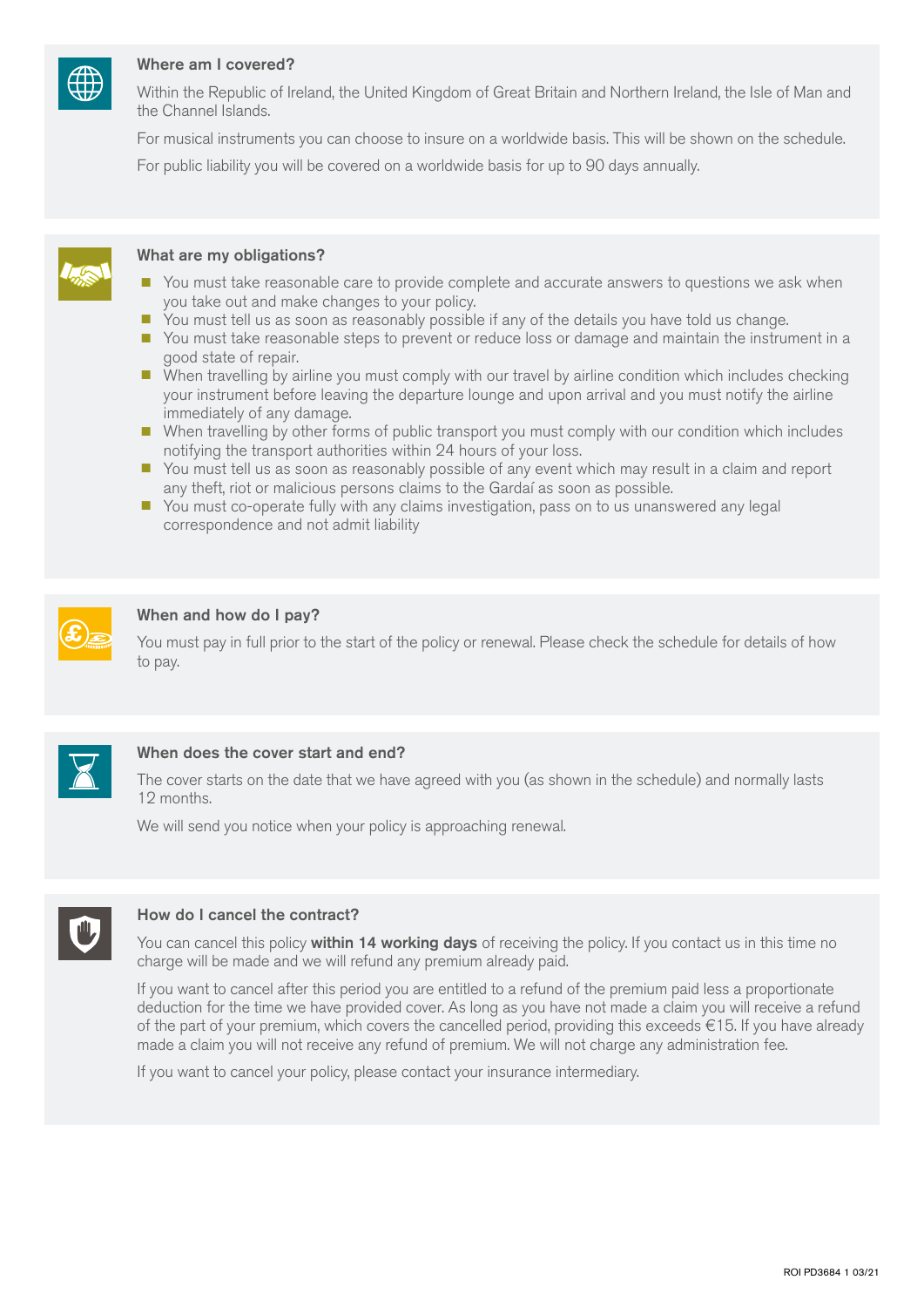## Where am I covered?

Within the Republic of Ireland, the United Kingdom of Great Britain and Northern Ireland, the Isle of Man and the Channel Islands.

For musical instruments you can choose to insure on a worldwide basis. This will be shown on the schedule.

For public liability you will be covered on a worldwide basis for up to 90 days annually.

## What are my obligations?

- You must take reasonable care to provide complete and accurate answers to questions we ask when you take out and make changes to your policy.
- You must tell us as soon as reasonably possible if any of the details you have told us change.
- You must take reasonable steps to prevent or reduce loss or damage and maintain the instrument in a good state of repair.
- When travelling by airline you must comply with our travel by airline condition which includes checking your instrument before leaving the departure lounge and upon arrival and you must notify the airline immediately of any damage.
- When travelling by other forms of public transport you must comply with our condition which includes notifying the transport authorities within 24 hours of your loss.
- You must tell us as soon as reasonably possible of any event which may result in a claim and report any theft, riot or malicious persons claims to the Gardaí as soon as possible.
- You must co-operate fully with any claims investigation, pass on to us unanswered any legal correspondence and not admit liability

## When and how do I pay?

You must pay in full prior to the start of the policy or renewal. Please check the schedule for details of how to pay.

## When does the cover start and end?

The cover starts on the date that we have agreed with you (as shown in the schedule) and normally lasts 12 months.

We will send you notice when your policy is approaching renewal.

## How do I cancel the contract?

You can cancel this policy **within 14 working days** of receiving the policy. If you contact us in this time no charge will be made and we will refund any premium already paid.

If you want to cancel after this period you are entitled to a refund of the premium paid less a proportionate deduction for the time we have provided cover. As long as you have not made a claim you will receive a refund of the part of your premium, which covers the cancelled period, providing this exceeds €15. If you have already made a claim you will not receive any refund of premium. We will not charge any administration fee.

If you want to cancel your policy, please contact your insurance intermediary.

ROI PD3684 1 03/21